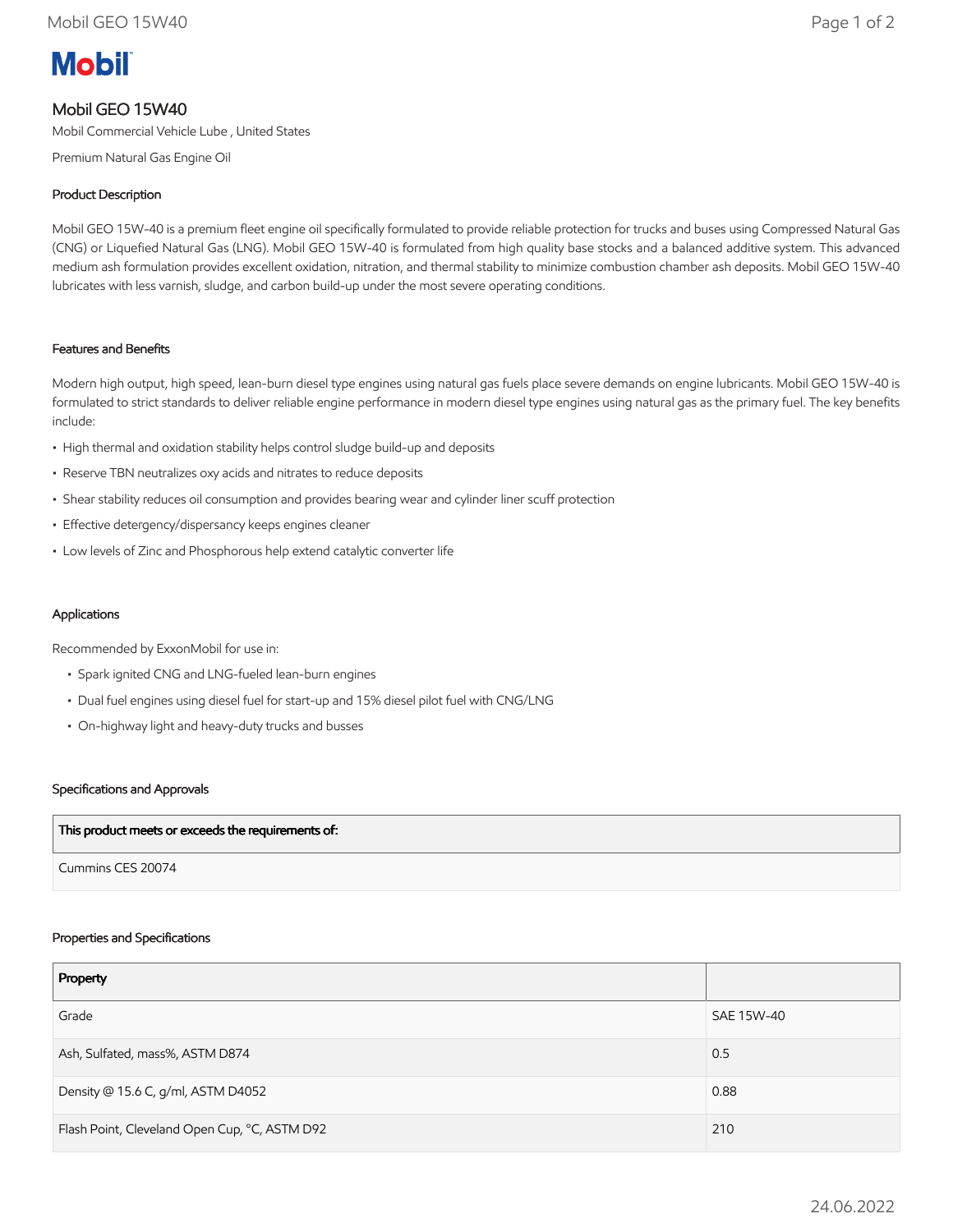# Mobil

## Mobil GEO 15W40

Mobil Commercial Vehicle Lube , United States

Premium Natural Gas Engine Oil

### Product Description

Mobil GEO 15W-40 is a premium fleet engine oil specifically formulated to provide reliable protection for trucks and buses using Compressed Natural Gas (CNG) or Liquefied Natural Gas (LNG). Mobil GEO 15W-40 is formulated from high quality base stocks and a balanced additive system. This advanced medium ash formulation provides excellent oxidation, nitration, and thermal stability to minimize combustion chamber ash deposits. Mobil GEO 15W-40 lubricates with less varnish, sludge, and carbon build-up under the most severe operating conditions.

### Features and Benefits

Modern high output, high speed, lean-burn diesel type engines using natural gas fuels place severe demands on engine lubricants. Mobil GEO 15W-40 is formulated to strict standards to deliver reliable engine performance in modern diesel type engines using natural gas as the primary fuel. The key benefits include:

- High thermal and oxidation stability helps control sludge build-up and deposits
- Reserve TBN neutralizes oxy acids and nitrates to reduce deposits
- Shear stability reduces oil consumption and provides bearing wear and cylinder liner scuff protection
- Effective detergency/dispersancy keeps engines cleaner
- Low levels of Zinc and Phosphorous help extend catalytic converter life

### Applications

Recommended by ExxonMobil for use in:

- Spark ignited CNG and LNG-fueled lean-burn engines
- Dual fuel engines using diesel fuel for start-up and 15% diesel pilot fuel with CNG/LNG
- On-highway light and heavy-duty trucks and busses

### Specifications and Approvals

| This product meets or exceeds the requirements of: |
| --- |
| Cummins CES 20074 |

### Properties and Specifications

| Property | |
| --- | --- |
| Grade | SAE 15W-40 |
| Ash, Sulfated, mass%, ASTM D874 | 0.5 |
| Density @ 15.6 C, g/ml, ASTM D4052 | 0.88 |
| Flash Point, Cleveland Open Cup, °C, ASTM D92 | 210 |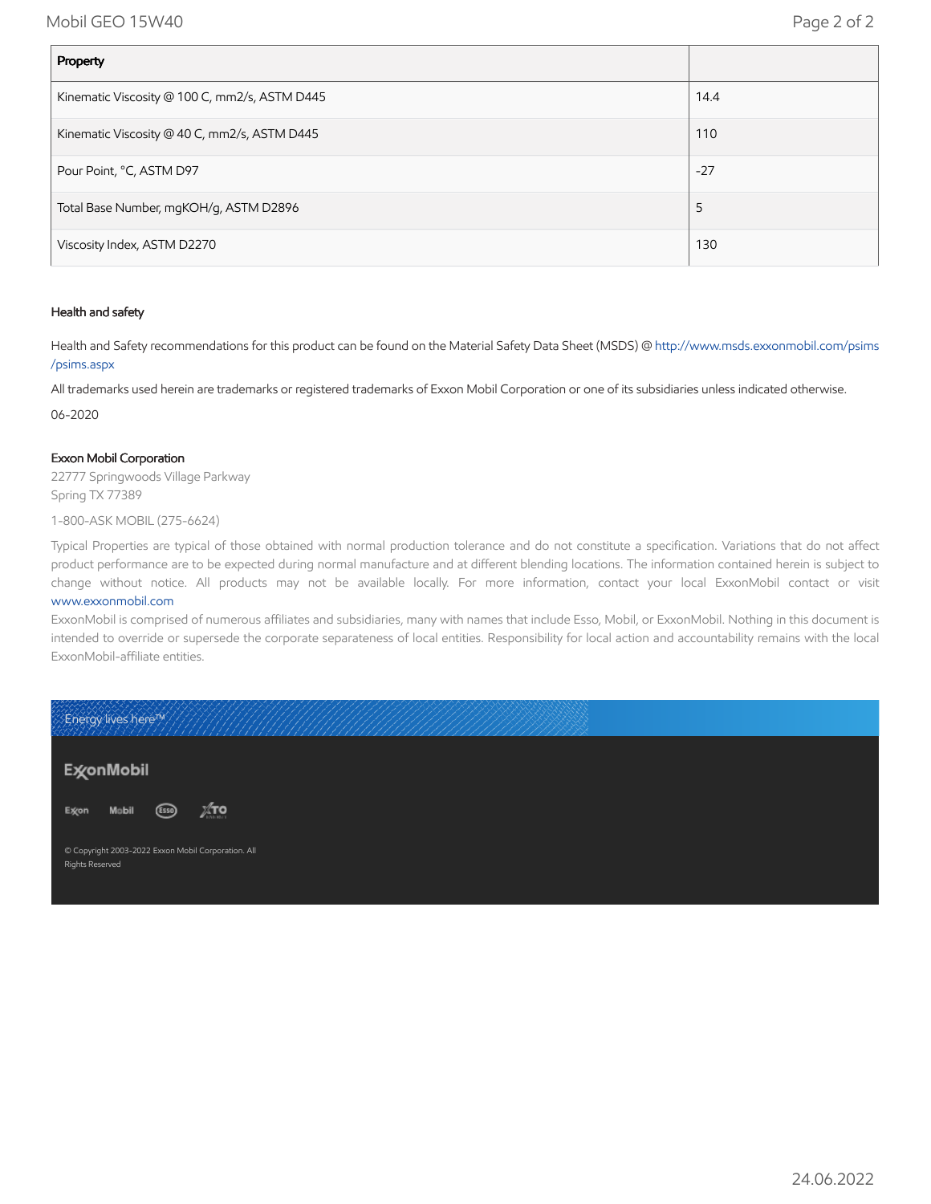| Property | |
|---|---|
| Kinematic Viscosity @ 100 C, mm2/s, ASTM D445 | 14.4 |
| Kinematic Viscosity @ 40 C, mm2/s, ASTM D445 | 110 |
| Pour Point, °C, ASTM D97 | -27 |
| Total Base Number, mgKOH/g, ASTM D2896 | 5 |
| Viscosity Index, ASTM D2270 | 130 |

### Health and safety

Health and Safety recommendations for this product can be found on the Material Safety Data Sheet (MSDS) @ http://www.msds.exxonmobil.com/psims/psims.aspx

All trademarks used herein are trademarks or registered trademarks of Exxon Mobil Corporation or one of its subsidiaries unless indicated otherwise.

06-2020

**Exxon Mobil Corporation**

22777 Springwoods Village Parkway
Spring TX 77389

1-800-ASK MOBIL (275-6624)

Typical Properties are typical of those obtained with normal production tolerance and do not constitute a specification. Variations that do not affect product performance are to be expected during normal manufacture and at different blending locations. The information contained herein is subject to change without notice. All products may not be available locally. For more information, contact your local ExxonMobil contact or visit www.exxonmobil.com

ExxonMobil is comprised of numerous affiliates and subsidiaries, many with names that include Esso, Mobil, or ExxonMobil. Nothing in this document is intended to override or supersede the corporate separateness of local entities. Responsibility for local action and accountability remains with the local ExxonMobil-affiliate entities.

Energy lives here™

ExxonMobil

Exxon Mobil Esso XTO

© Copyright 2003-2022 Exxon Mobil Corporation. All Rights Reserved

24.06.2022